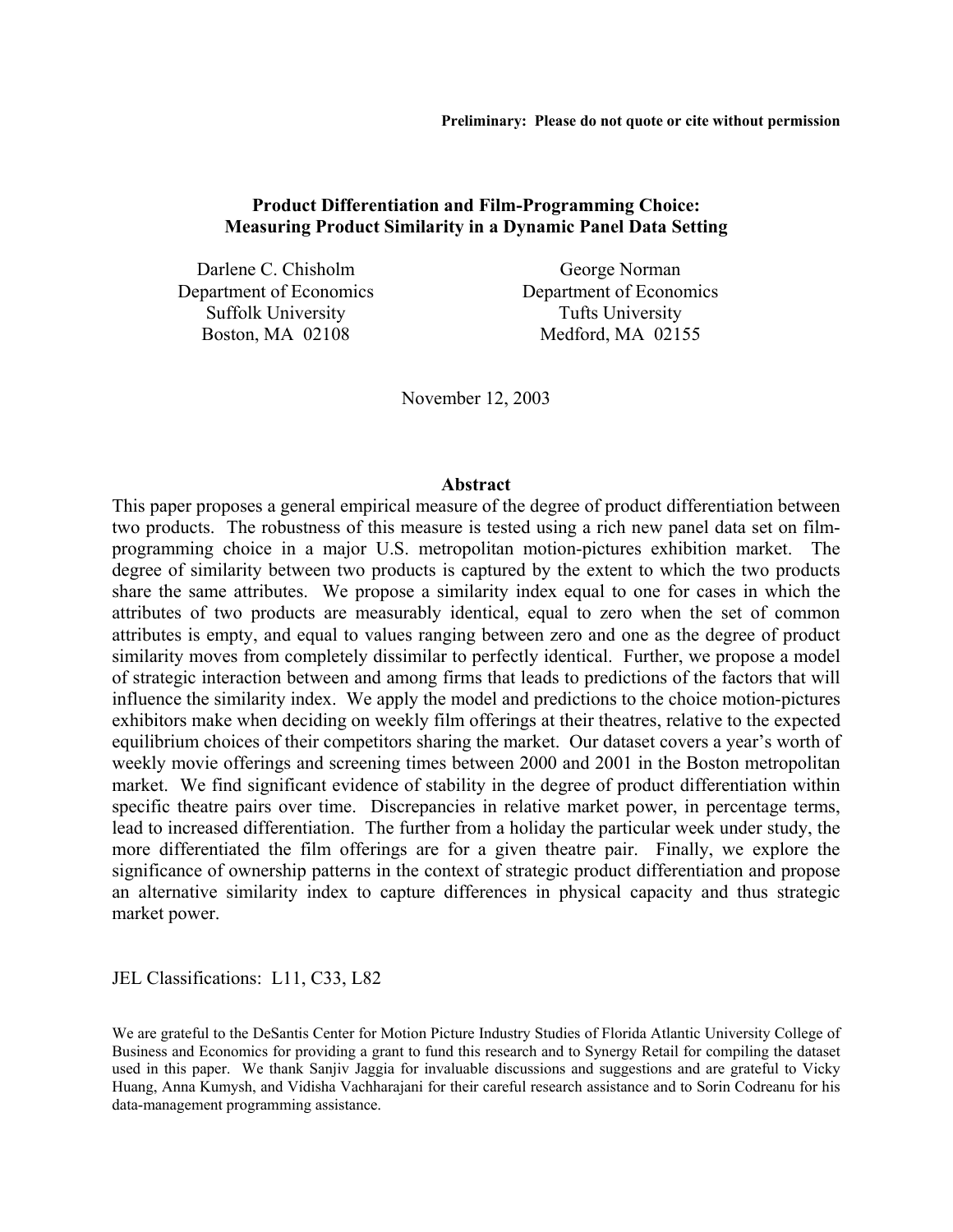**Preliminary: Please do not quote or cite without permission**

# Product Differentiation and Film-Programming Choice: Measuring Product Similarity in a Dynamic Panel Data Setting

Darlene C. Chisholm
Department of Economics
Suffolk University
Boston, MA 02108

George Norman
Department of Economics
Tufts University
Medford, MA 02155

November 12, 2003

## Abstract

This paper proposes a general empirical measure of the degree of product differentiation between two products. The robustness of this measure is tested using a rich new panel data set on film-programming choice in a major U.S. metropolitan motion-pictures exhibition market. The degree of similarity between two products is captured by the extent to which the two products share the same attributes. We propose a similarity index equal to one for cases in which the attributes of two products are measurably identical, equal to zero when the set of common attributes is empty, and equal to values ranging between zero and one as the degree of product similarity moves from completely dissimilar to perfectly identical. Further, we propose a model of strategic interaction between and among firms that leads to predictions of the factors that will influence the similarity index. We apply the model and predictions to the choice motion-pictures exhibitors make when deciding on weekly film offerings at their theatres, relative to the expected equilibrium choices of their competitors sharing the market. Our dataset covers a year's worth of weekly movie offerings and screening times between 2000 and 2001 in the Boston metropolitan market. We find significant evidence of stability in the degree of product differentiation within specific theatre pairs over time. Discrepancies in relative market power, in percentage terms, lead to increased differentiation. The further from a holiday the particular week under study, the more differentiated the film offerings are for a given theatre pair. Finally, we explore the significance of ownership patterns in the context of strategic product differentiation and propose an alternative similarity index to capture differences in physical capacity and thus strategic market power.

JEL Classifications: L11, C33, L82

We are grateful to the DeSantis Center for Motion Picture Industry Studies of Florida Atlantic University College of Business and Economics for providing a grant to fund this research and to Synergy Retail for compiling the dataset used in this paper. We thank Sanjiv Jaggia for invaluable discussions and suggestions and are grateful to Vicky Huang, Anna Kumysh, and Vidisha Vachharajani for their careful research assistance and to Sorin Codreanu for his data-management programming assistance.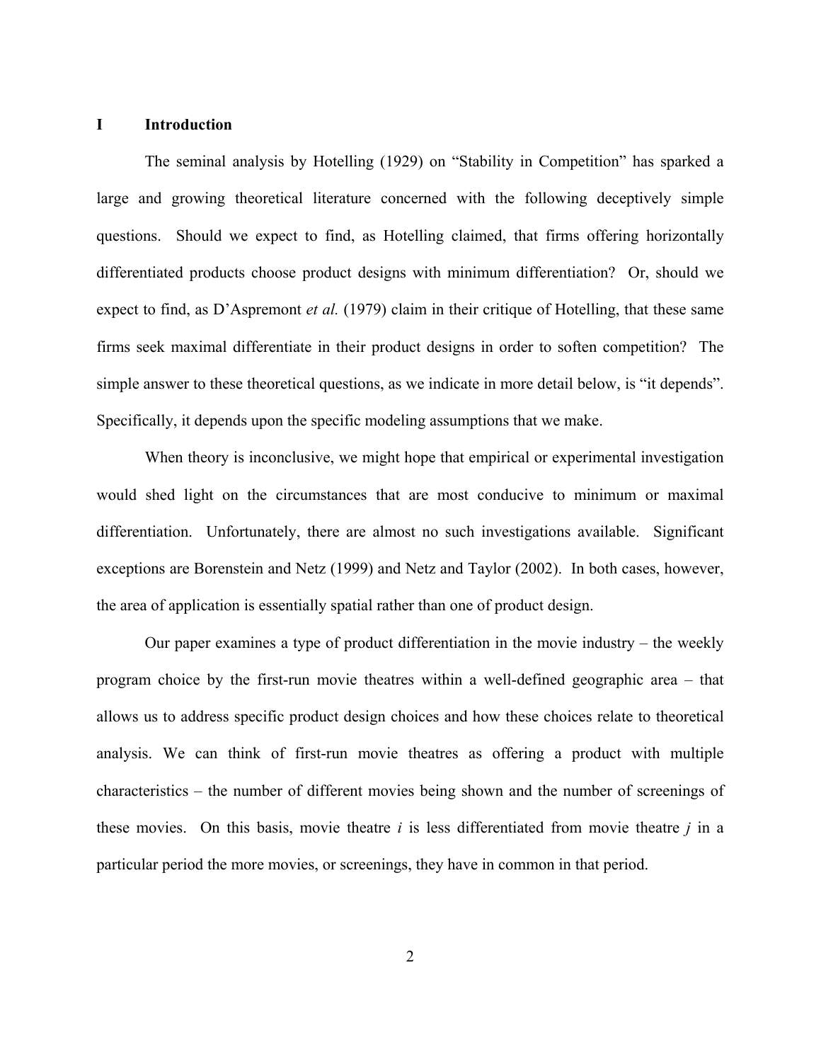# I Introduction

The seminal analysis by Hotelling (1929) on "Stability in Competition" has sparked a large and growing theoretical literature concerned with the following deceptively simple questions. Should we expect to find, as Hotelling claimed, that firms offering horizontally differentiated products choose product designs with minimum differentiation? Or, should we expect to find, as D'Aspremont *et al.* (1979) claim in their critique of Hotelling, that these same firms seek maximal differentiate in their product designs in order to soften competition? The simple answer to these theoretical questions, as we indicate in more detail below, is "it depends". Specifically, it depends upon the specific modeling assumptions that we make.

When theory is inconclusive, we might hope that empirical or experimental investigation would shed light on the circumstances that are most conducive to minimum or maximal differentiation. Unfortunately, there are almost no such investigations available. Significant exceptions are Borenstein and Netz (1999) and Netz and Taylor (2002). In both cases, however, the area of application is essentially spatial rather than one of product design.

Our paper examines a type of product differentiation in the movie industry – the weekly program choice by the first-run movie theatres within a well-defined geographic area – that allows us to address specific product design choices and how these choices relate to theoretical analysis. We can think of first-run movie theatres as offering a product with multiple characteristics – the number of different movies being shown and the number of screenings of these movies. On this basis, movie theatre $i$ is less differentiated from movie theatre $j$ in a particular period the more movies, or screenings, they have in common in that period.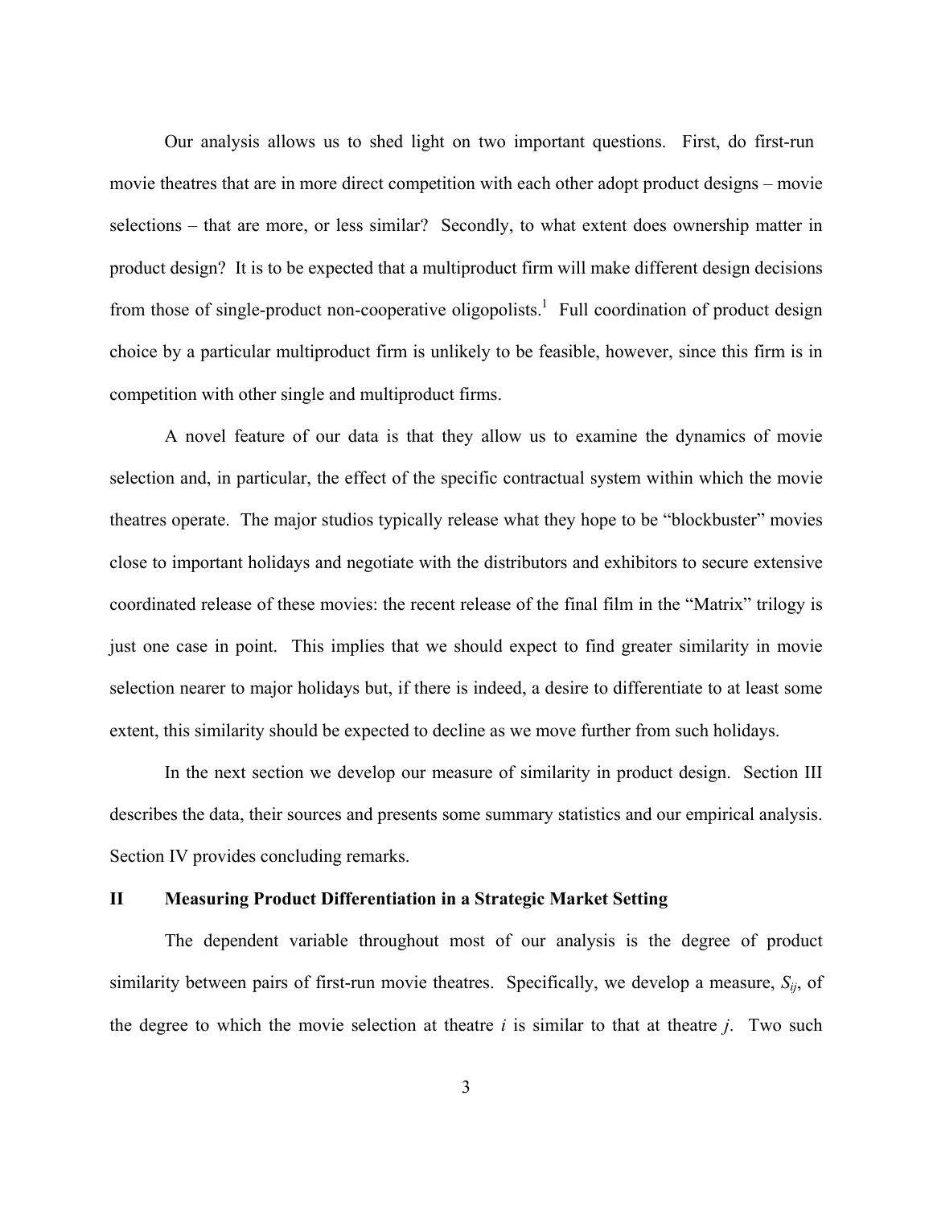Our analysis allows us to shed light on two important questions. First, do first-run movie theatres that are in more direct competition with each other adopt product designs – movie selections – that are more, or less similar? Secondly, to what extent does ownership matter in product design? It is to be expected that a multiproduct firm will make different design decisions from those of single-product non-cooperative oligopolists.[1] Full coordination of product design choice by a particular multiproduct firm is unlikely to be feasible, however, since this firm is in competition with other single and multiproduct firms.

A novel feature of our data is that they allow us to examine the dynamics of movie selection and, in particular, the effect of the specific contractual system within which the movie theatres operate. The major studios typically release what they hope to be "blockbuster" movies close to important holidays and negotiate with the distributors and exhibitors to secure extensive coordinated release of these movies: the recent release of the final film in the "Matrix" trilogy is just one case in point. This implies that we should expect to find greater similarity in movie selection nearer to major holidays but, if there is indeed, a desire to differentiate to at least some extent, this similarity should be expected to decline as we move further from such holidays.

In the next section we develop our measure of similarity in product design. Section III describes the data, their sources and presents some summary statistics and our empirical analysis. Section IV provides concluding remarks.

## II Measuring Product Differentiation in a Strategic Market Setting

The dependent variable throughout most of our analysis is the degree of product similarity between pairs of first-run movie theatres. Specifically, we develop a measure, $S_{ij}$, of the degree to which the movie selection at theatre $i$ is similar to that at theatre $j$. Two such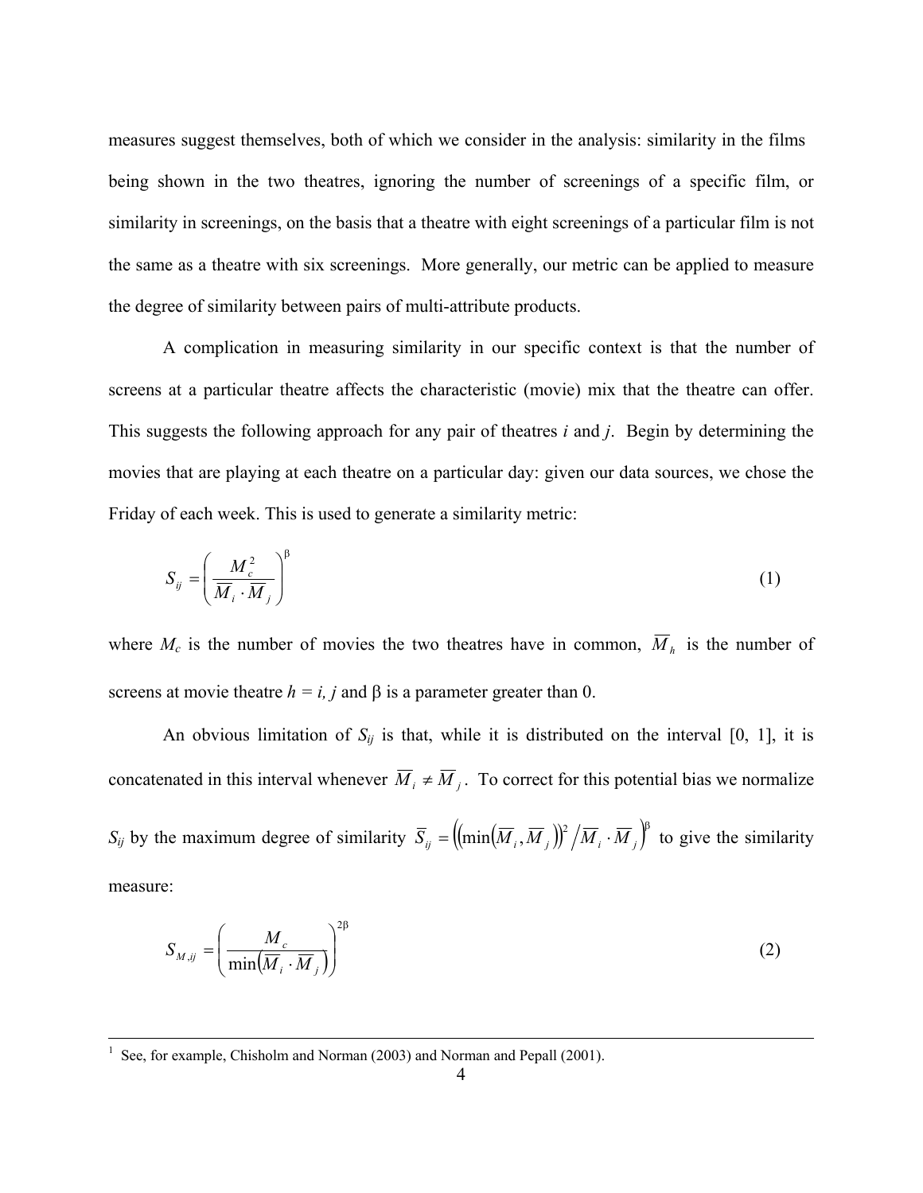measures suggest themselves, both of which we consider in the analysis: similarity in the films being shown in the two theatres, ignoring the number of screenings of a specific film, or similarity in screenings, on the basis that a theatre with eight screenings of a particular film is not the same as a theatre with six screenings. More generally, our metric can be applied to measure the degree of similarity between pairs of multi-attribute products.

A complication in measuring similarity in our specific context is that the number of screens at a particular theatre affects the characteristic (movie) mix that the theatre can offer. This suggests the following approach for any pair of theatres *i* and *j*. Begin by determining the movies that are playing at each theatre on a particular day: given our data sources, we chose the Friday of each week. This is used to generate a similarity metric:

$$S_{ij} = \left( \frac{M_c^2}{\overline{M}_i \cdot \overline{M}_j} \right)^{\beta} \tag{1}$$

where $M_c$ is the number of movies the two theatres have in common, $\overline{M}_h$ is the number of screens at movie theatre $h = i, j$ and $\beta$ is a parameter greater than 0.

An obvious limitation of $S_{ij}$ is that, while it is distributed on the interval [0, 1], it is concatenated in this interval whenever $\overline{M}_i \neq \overline{M}_j$. To correct for this potential bias we normalize $S_{ij}$ by the maximum degree of similarity $\overline{S}_{ij} = \left( \left( \min\left( \overline{M}_i, \overline{M}_j \right) \right)^2 \Big/ \overline{M}_i \cdot \overline{M}_j \right)^{\beta}$ to give the similarity measure:

$$S_{M,ij} = \left( \frac{M_c}{\min\left( \overline{M}_i \cdot \overline{M}_j \right)} \right)^{2\beta} \tag{2}$$

---

[1] See, for example, Chisholm and Norman (2003) and Norman and Pepall (2001).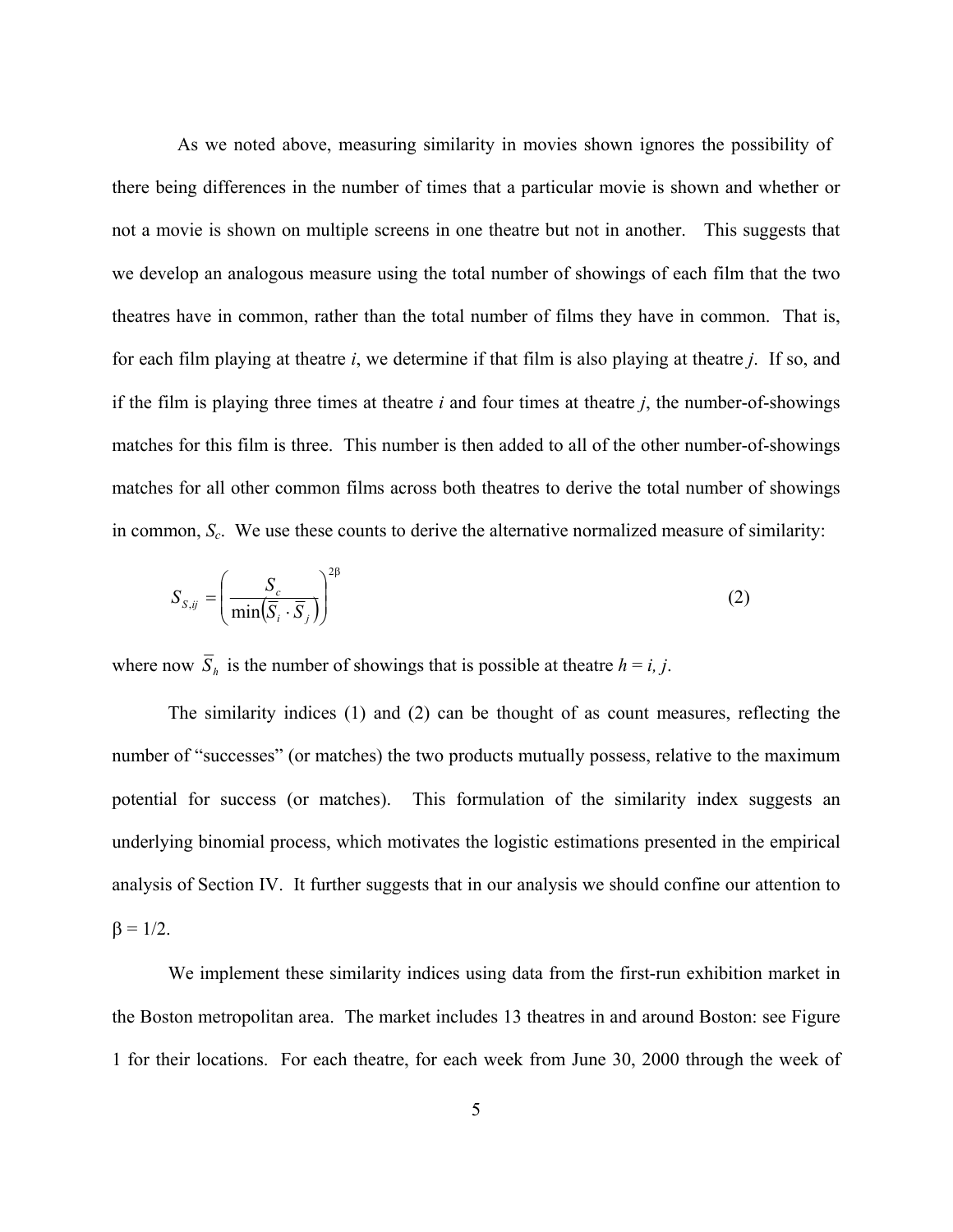As we noted above, measuring similarity in movies shown ignores the possibility of there being differences in the number of times that a particular movie is shown and whether or not a movie is shown on multiple screens in one theatre but not in another. This suggests that we develop an analogous measure using the total number of showings of each film that the two theatres have in common, rather than the total number of films they have in common. That is, for each film playing at theatre *i*, we determine if that film is also playing at theatre *j*. If so, and if the film is playing three times at theatre *i* and four times at theatre *j*, the number-of-showings matches for this film is three. This number is then added to all of the other number-of-showings matches for all other common films across both theatres to derive the total number of showings in common, $S_c$. We use these counts to derive the alternative normalized measure of similarity:

$$S_{S,ij} = \left( \frac{S_c}{\min\left(\overline{S}_i \cdot \overline{S}_j\right)} \right)^{2\beta} \tag{2}$$

where now $\overline{S}_h$ is the number of showings that is possible at theatre $h = i, j$.

The similarity indices (1) and (2) can be thought of as count measures, reflecting the number of "successes" (or matches) the two products mutually possess, relative to the maximum potential for success (or matches). This formulation of the similarity index suggests an underlying binomial process, which motivates the logistic estimations presented in the empirical analysis of Section IV. It further suggests that in our analysis we should confine our attention to $\beta = 1/2$.

We implement these similarity indices using data from the first-run exhibition market in the Boston metropolitan area. The market includes 13 theatres in and around Boston: see Figure 1 for their locations. For each theatre, for each week from June 30, 2000 through the week of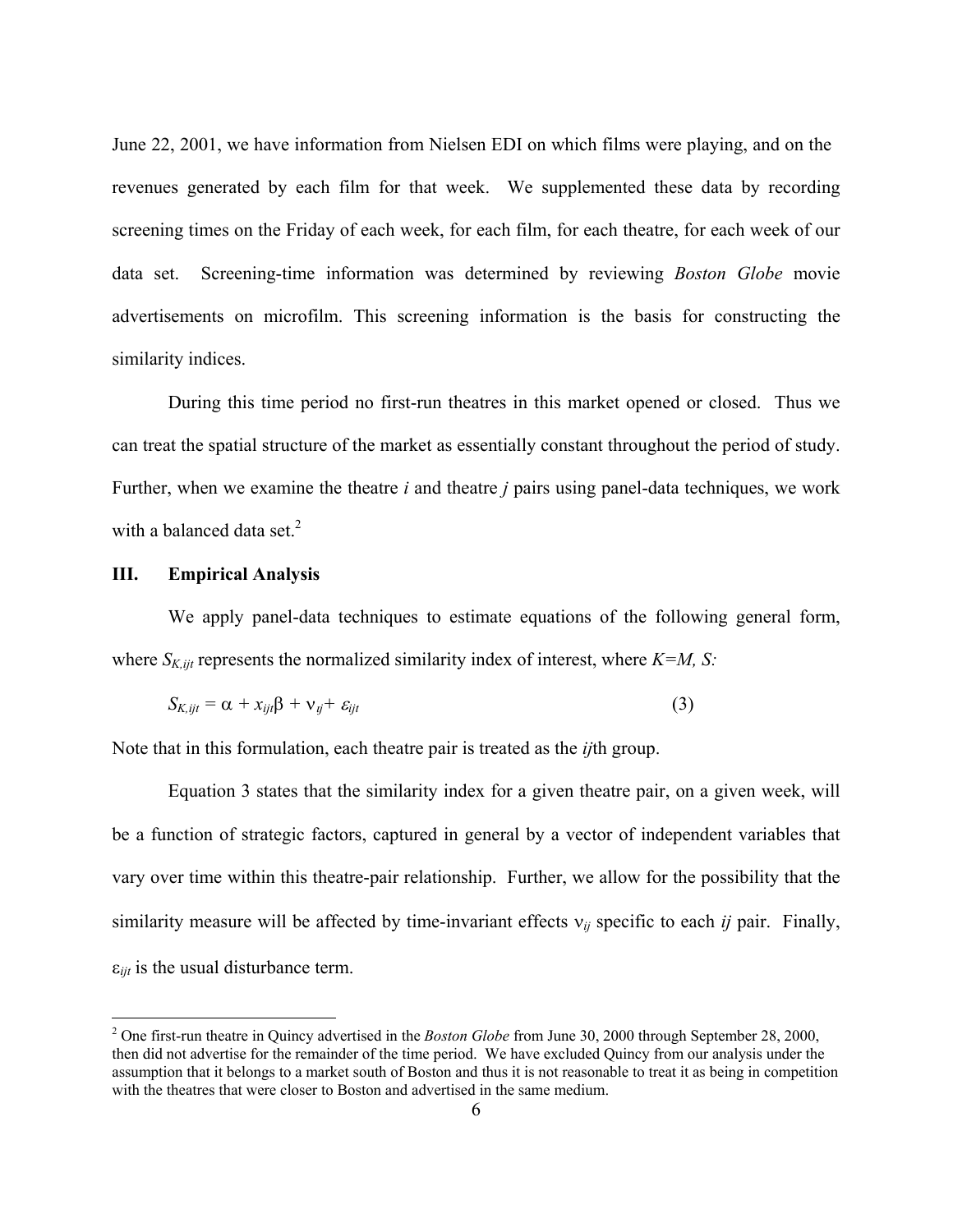June 22, 2001, we have information from Nielsen EDI on which films were playing, and on the revenues generated by each film for that week. We supplemented these data by recording screening times on the Friday of each week, for each film, for each theatre, for each week of our data set. Screening-time information was determined by reviewing *Boston Globe* movie advertisements on microfilm. This screening information is the basis for constructing the similarity indices.

During this time period no first-run theatres in this market opened or closed. Thus we can treat the spatial structure of the market as essentially constant throughout the period of study. Further, when we examine the theatre $i$ and theatre $j$ pairs using panel-data techniques, we work with a balanced data set.[2]

## III. Empirical Analysis

We apply panel-data techniques to estimate equations of the following general form, where $S_{K,ijt}$ represents the normalized similarity index of interest, where $K=M, S$:

$$S_{K,ijt} = \alpha + x_{ijt}\beta + \nu_{ij} + \varepsilon_{ijt} \tag{3}$$

Note that in this formulation, each theatre pair is treated as the *ij*th group.

Equation 3 states that the similarity index for a given theatre pair, on a given week, will be a function of strategic factors, captured in general by a vector of independent variables that vary over time within this theatre-pair relationship. Further, we allow for the possibility that the similarity measure will be affected by time-invariant effects $\nu_{ij}$ specific to each $ij$ pair. Finally, $\varepsilon_{ijt}$ is the usual disturbance term.

[2] One first-run theatre in Quincy advertised in the *Boston Globe* from June 30, 2000 through September 28, 2000, then did not advertise for the remainder of the time period. We have excluded Quincy from our analysis under the assumption that it belongs to a market south of Boston and thus it is not reasonable to treat it as being in competition with the theatres that were closer to Boston and advertised in the same medium.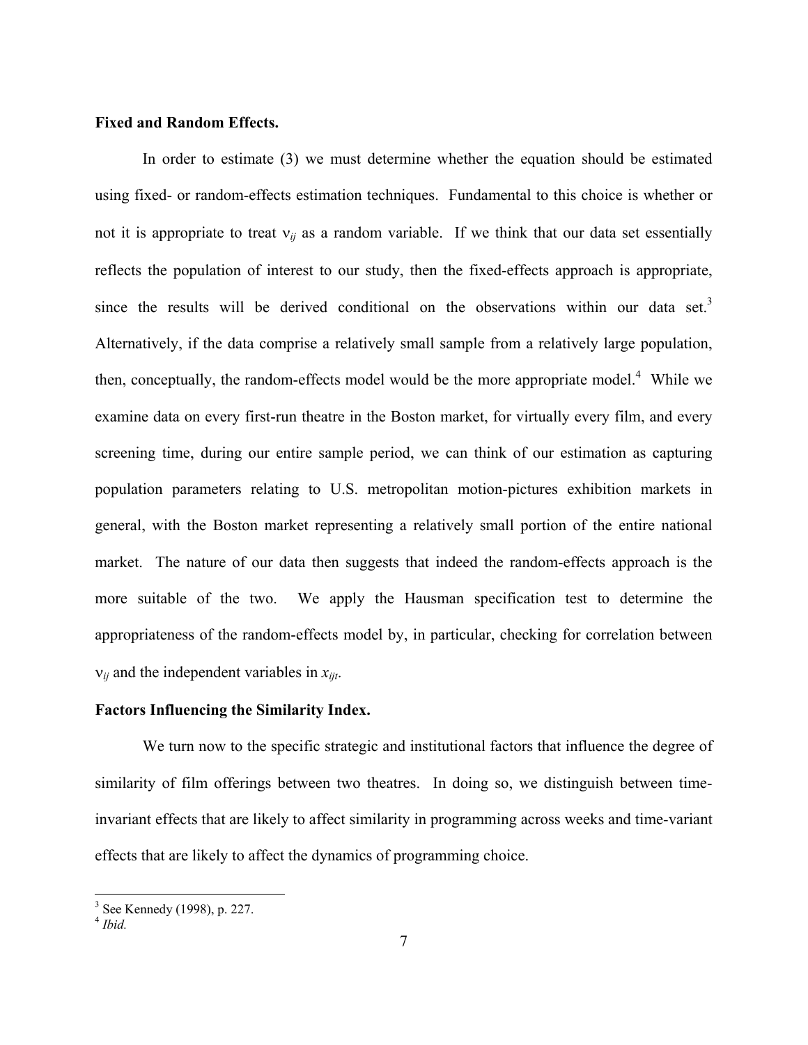**Fixed and Random Effects.**

In order to estimate (3) we must determine whether the equation should be estimated using fixed- or random-effects estimation techniques. Fundamental to this choice is whether or not it is appropriate to treat $\nu_{ij}$ as a random variable. If we think that our data set essentially reflects the population of interest to our study, then the fixed-effects approach is appropriate, since the results will be derived conditional on the observations within our data set.[3] Alternatively, if the data comprise a relatively small sample from a relatively large population, then, conceptually, the random-effects model would be the more appropriate model.[4] While we examine data on every first-run theatre in the Boston market, for virtually every film, and every screening time, during our entire sample period, we can think of our estimation as capturing population parameters relating to U.S. metropolitan motion-pictures exhibition markets in general, with the Boston market representing a relatively small portion of the entire national market. The nature of our data then suggests that indeed the random-effects approach is the more suitable of the two. We apply the Hausman specification test to determine the appropriateness of the random-effects model by, in particular, checking for correlation between $\nu_{ij}$ and the independent variables in $x_{ijt}$.

**Factors Influencing the Similarity Index.**

We turn now to the specific strategic and institutional factors that influence the degree of similarity of film offerings between two theatres. In doing so, we distinguish between time-invariant effects that are likely to affect similarity in programming across weeks and time-variant effects that are likely to affect the dynamics of programming choice.

[3] See Kennedy (1998), p. 227.

[4] *Ibid.*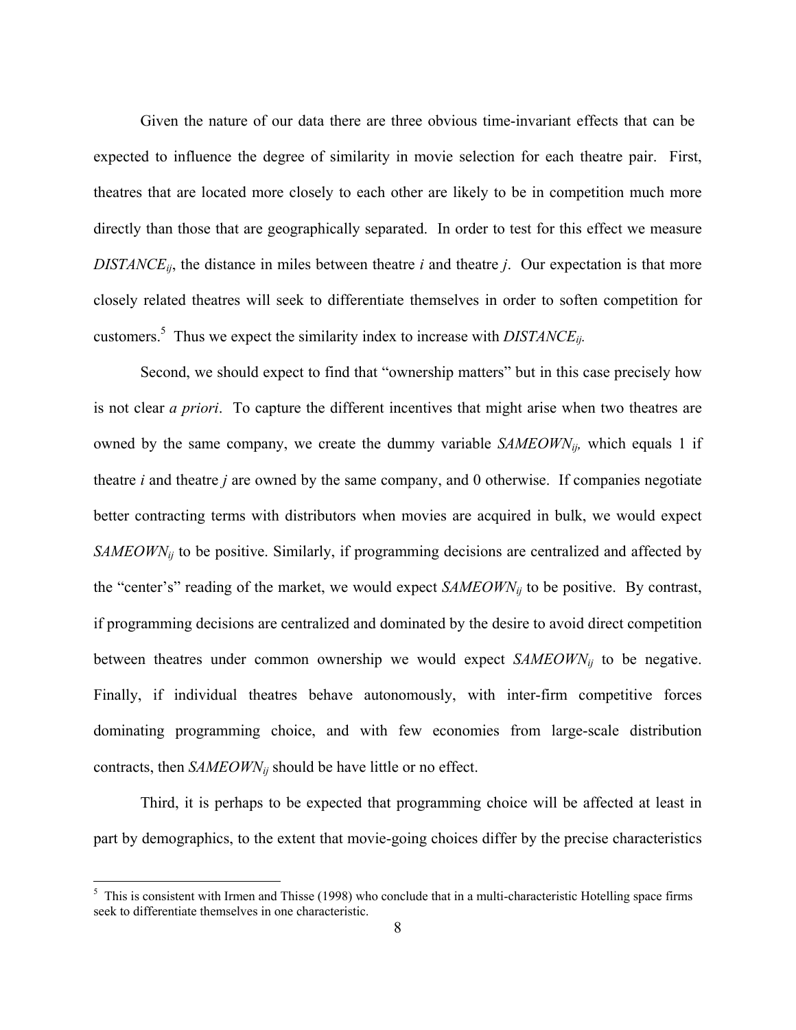Given the nature of our data there are three obvious time-invariant effects that can be expected to influence the degree of similarity in movie selection for each theatre pair. First, theatres that are located more closely to each other are likely to be in competition much more directly than those that are geographically separated. In order to test for this effect we measure $DISTANCE_{ij}$, the distance in miles between theatre *i* and theatre *j*. Our expectation is that more closely related theatres will seek to differentiate themselves in order to soften competition for customers.[5] Thus we expect the similarity index to increase with $DISTANCE_{ij}$.

Second, we should expect to find that "ownership matters" but in this case precisely how is not clear *a priori*. To capture the different incentives that might arise when two theatres are owned by the same company, we create the dummy variable $SAMEOWN_{ij}$, which equals 1 if theatre *i* and theatre *j* are owned by the same company, and 0 otherwise. If companies negotiate better contracting terms with distributors when movies are acquired in bulk, we would expect $SAMEOWN_{ij}$ to be positive. Similarly, if programming decisions are centralized and affected by the "center's" reading of the market, we would expect $SAMEOWN_{ij}$ to be positive. By contrast, if programming decisions are centralized and dominated by the desire to avoid direct competition between theatres under common ownership we would expect $SAMEOWN_{ij}$ to be negative. Finally, if individual theatres behave autonomously, with inter-firm competitive forces dominating programming choice, and with few economies from large-scale distribution contracts, then $SAMEOWN_{ij}$ should be have little or no effect.

Third, it is perhaps to be expected that programming choice will be affected at least in part by demographics, to the extent that movie-going choices differ by the precise characteristics

[5] This is consistent with Irmen and Thisse (1998) who conclude that in a multi-characteristic Hotelling space firms seek to differentiate themselves in one characteristic.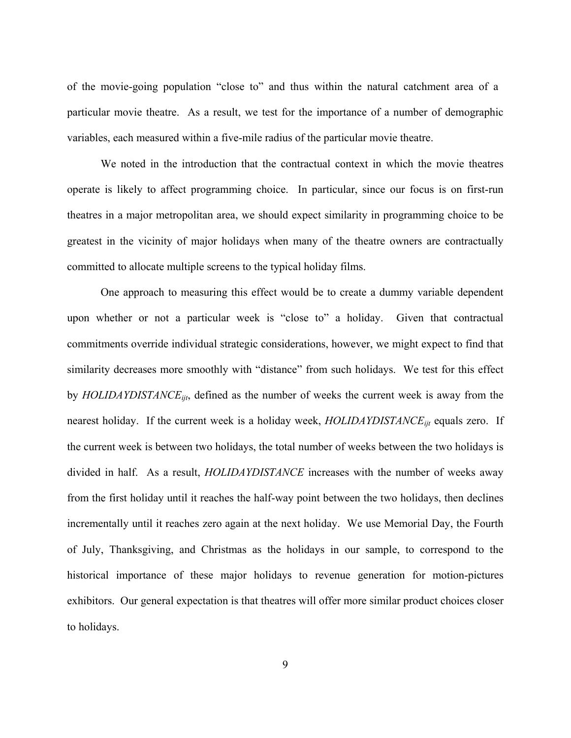of the movie-going population "close to" and thus within the natural catchment area of a particular movie theatre. As a result, we test for the importance of a number of demographic variables, each measured within a five-mile radius of the particular movie theatre.

We noted in the introduction that the contractual context in which the movie theatres operate is likely to affect programming choice. In particular, since our focus is on first-run theatres in a major metropolitan area, we should expect similarity in programming choice to be greatest in the vicinity of major holidays when many of the theatre owners are contractually committed to allocate multiple screens to the typical holiday films.

One approach to measuring this effect would be to create a dummy variable dependent upon whether or not a particular week is "close to" a holiday. Given that contractual commitments override individual strategic considerations, however, we might expect to find that similarity decreases more smoothly with "distance" from such holidays. We test for this effect by $HOLIDAYDISTANCE_{ijt}$, defined as the number of weeks the current week is away from the nearest holiday. If the current week is a holiday week, $HOLIDAYDISTANCE_{ijt}$ equals zero. If the current week is between two holidays, the total number of weeks between the two holidays is divided in half. As a result, *HOLIDAYDISTANCE* increases with the number of weeks away from the first holiday until it reaches the half-way point between the two holidays, then declines incrementally until it reaches zero again at the next holiday. We use Memorial Day, the Fourth of July, Thanksgiving, and Christmas as the holidays in our sample, to correspond to the historical importance of these major holidays to revenue generation for motion-pictures exhibitors. Our general expectation is that theatres will offer more similar product choices closer to holidays.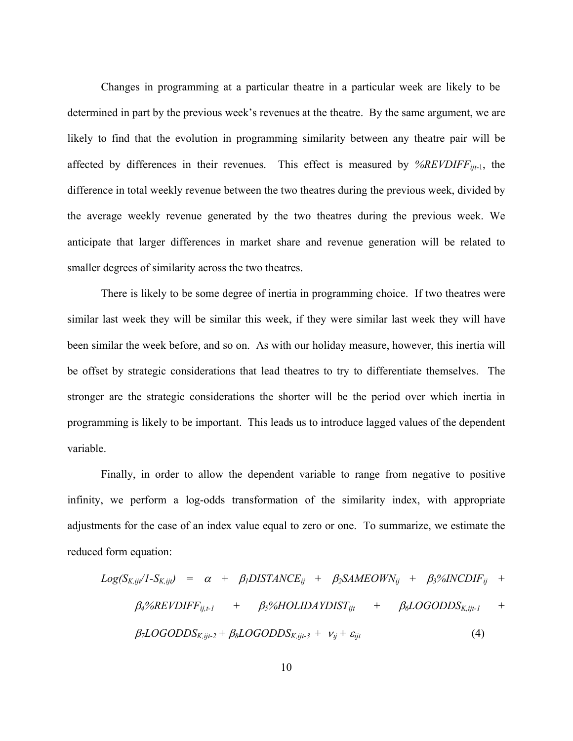Changes in programming at a particular theatre in a particular week are likely to be determined in part by the previous week's revenues at the theatre. By the same argument, we are likely to find that the evolution in programming similarity between any theatre pair will be affected by differences in their revenues. This effect is measured by $\%REVDIFF_{ijt\text{-}1}$, the difference in total weekly revenue between the two theatres during the previous week, divided by the average weekly revenue generated by the two theatres during the previous week. We anticipate that larger differences in market share and revenue generation will be related to smaller degrees of similarity across the two theatres.

There is likely to be some degree of inertia in programming choice. If two theatres were similar last week they will be similar this week, if they were similar last week they will have been similar the week before, and so on. As with our holiday measure, however, this inertia will be offset by strategic considerations that lead theatres to try to differentiate themselves. The stronger are the strategic considerations the shorter will be the period over which inertia in programming is likely to be important. This leads us to introduce lagged values of the dependent variable.

Finally, in order to allow the dependent variable to range from negative to positive infinity, we perform a log-odds transformation of the similarity index, with appropriate adjustments for the case of an index value equal to zero or one. To summarize, we estimate the reduced form equation:

$$
\begin{aligned}
Log(S_{K,ijt}/1\text{-}S_{K,ijt}) \;=\; & \alpha + \beta_1 DISTANCE_{ij} + \beta_2 SAMEOWN_{ij} + \beta_3 \%INCDIF_{ij} + \\
& \beta_4 \%REVDIFF_{ij,t\text{-}1} + \beta_5 \%HOLIDAYDIST_{ijt} + \beta_6 LOGODDS_{K,ijt\text{-}1} + \\
& \beta_7 LOGODDS_{K,ijt\text{-}2} + \beta_8 LOGODDS_{K,ijt\text{-}3} + \nu_{ij} + \varepsilon_{ijt} \qquad (4)
\end{aligned}
$$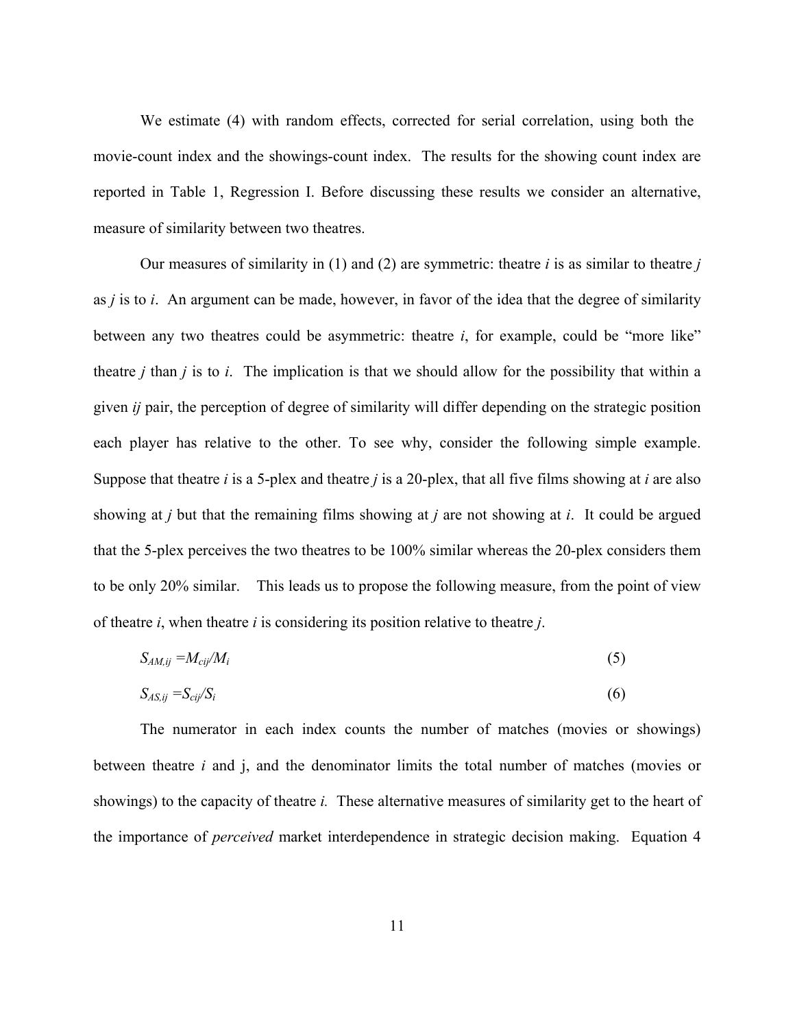We estimate (4) with random effects, corrected for serial correlation, using both the movie-count index and the showings-count index. The results for the showing count index are reported in Table 1, Regression I. Before discussing these results we consider an alternative, measure of similarity between two theatres.

Our measures of similarity in (1) and (2) are symmetric: theatre *i* is as similar to theatre *j* as *j* is to *i*. An argument can be made, however, in favor of the idea that the degree of similarity between any two theatres could be asymmetric: theatre *i*, for example, could be "more like" theatre *j* than *j* is to *i*. The implication is that we should allow for the possibility that within a given *ij* pair, the perception of degree of similarity will differ depending on the strategic position each player has relative to the other. To see why, consider the following simple example. Suppose that theatre *i* is a 5-plex and theatre *j* is a 20-plex, that all five films showing at *i* are also showing at *j* but that the remaining films showing at *j* are not showing at *i*. It could be argued that the 5-plex perceives the two theatres to be 100% similar whereas the 20-plex considers them to be only 20% similar. This leads us to propose the following measure, from the point of view of theatre *i*, when theatre *i* is considering its position relative to theatre *j*.

$$S_{AM,ij} = M_{cij}/M_i \tag{5}$$

$$S_{AS,ij} = S_{cij}/S_i \tag{6}$$

The numerator in each index counts the number of matches (movies or showings) between theatre *i* and j, and the denominator limits the total number of matches (movies or showings) to the capacity of theatre *i.* These alternative measures of similarity get to the heart of the importance of *perceived* market interdependence in strategic decision making. Equation 4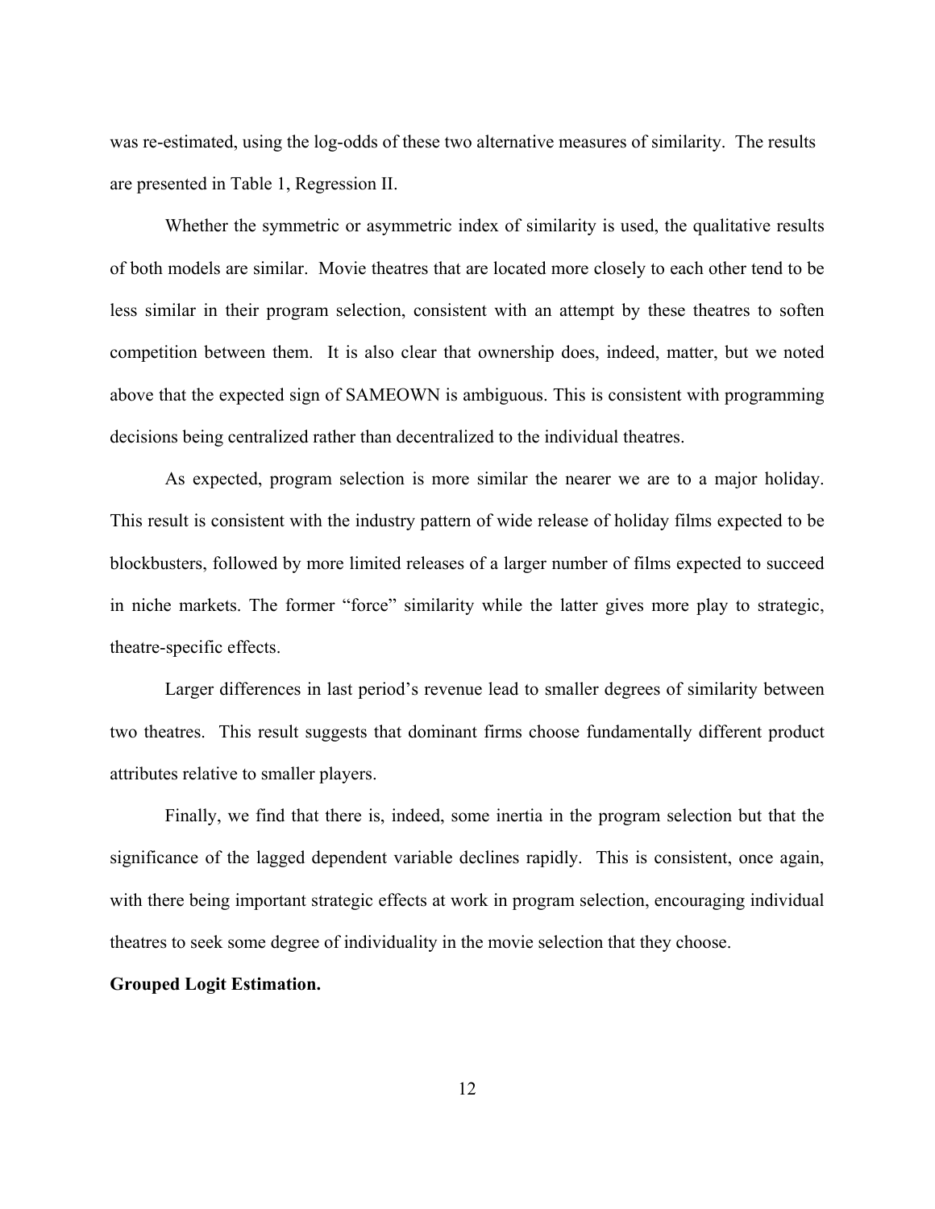was re-estimated, using the log-odds of these two alternative measures of similarity. The results are presented in Table 1, Regression II.

Whether the symmetric or asymmetric index of similarity is used, the qualitative results of both models are similar. Movie theatres that are located more closely to each other tend to be less similar in their program selection, consistent with an attempt by these theatres to soften competition between them. It is also clear that ownership does, indeed, matter, but we noted above that the expected sign of SAMEOWN is ambiguous. This is consistent with programming decisions being centralized rather than decentralized to the individual theatres.

As expected, program selection is more similar the nearer we are to a major holiday. This result is consistent with the industry pattern of wide release of holiday films expected to be blockbusters, followed by more limited releases of a larger number of films expected to succeed in niche markets. The former "force" similarity while the latter gives more play to strategic, theatre-specific effects.

Larger differences in last period's revenue lead to smaller degrees of similarity between two theatres. This result suggests that dominant firms choose fundamentally different product attributes relative to smaller players.

Finally, we find that there is, indeed, some inertia in the program selection but that the significance of the lagged dependent variable declines rapidly. This is consistent, once again, with there being important strategic effects at work in program selection, encouraging individual theatres to seek some degree of individuality in the movie selection that they choose.

**Grouped Logit Estimation.**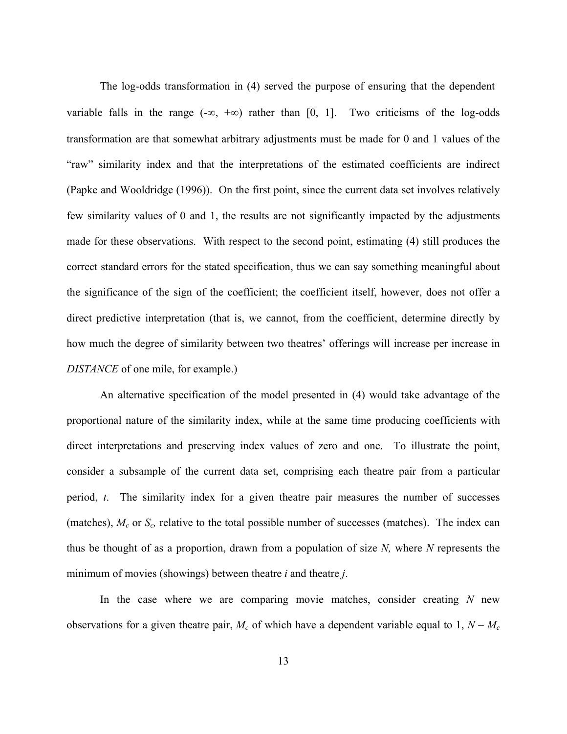The log-odds transformation in (4) served the purpose of ensuring that the dependent variable falls in the range $(-\infty, +\infty)$ rather than $[0, 1]$. Two criticisms of the log-odds transformation are that somewhat arbitrary adjustments must be made for 0 and 1 values of the "raw" similarity index and that the interpretations of the estimated coefficients are indirect (Papke and Wooldridge (1996)). On the first point, since the current data set involves relatively few similarity values of 0 and 1, the results are not significantly impacted by the adjustments made for these observations. With respect to the second point, estimating (4) still produces the correct standard errors for the stated specification, thus we can say something meaningful about the significance of the sign of the coefficient; the coefficient itself, however, does not offer a direct predictive interpretation (that is, we cannot, from the coefficient, determine directly by how much the degree of similarity between two theatres' offerings will increase per increase in *DISTANCE* of one mile, for example.)

An alternative specification of the model presented in (4) would take advantage of the proportional nature of the similarity index, while at the same time producing coefficients with direct interpretations and preserving index values of zero and one. To illustrate the point, consider a subsample of the current data set, comprising each theatre pair from a particular period, $t$. The similarity index for a given theatre pair measures the number of successes (matches), $M_c$ or $S_c$, relative to the total possible number of successes (matches). The index can thus be thought of as a proportion, drawn from a population of size $N$, where $N$ represents the minimum of movies (showings) between theatre $i$ and theatre $j$.

In the case where we are comparing movie matches, consider creating $N$ new observations for a given theatre pair, $M_c$ of which have a dependent variable equal to 1, $N - M_c$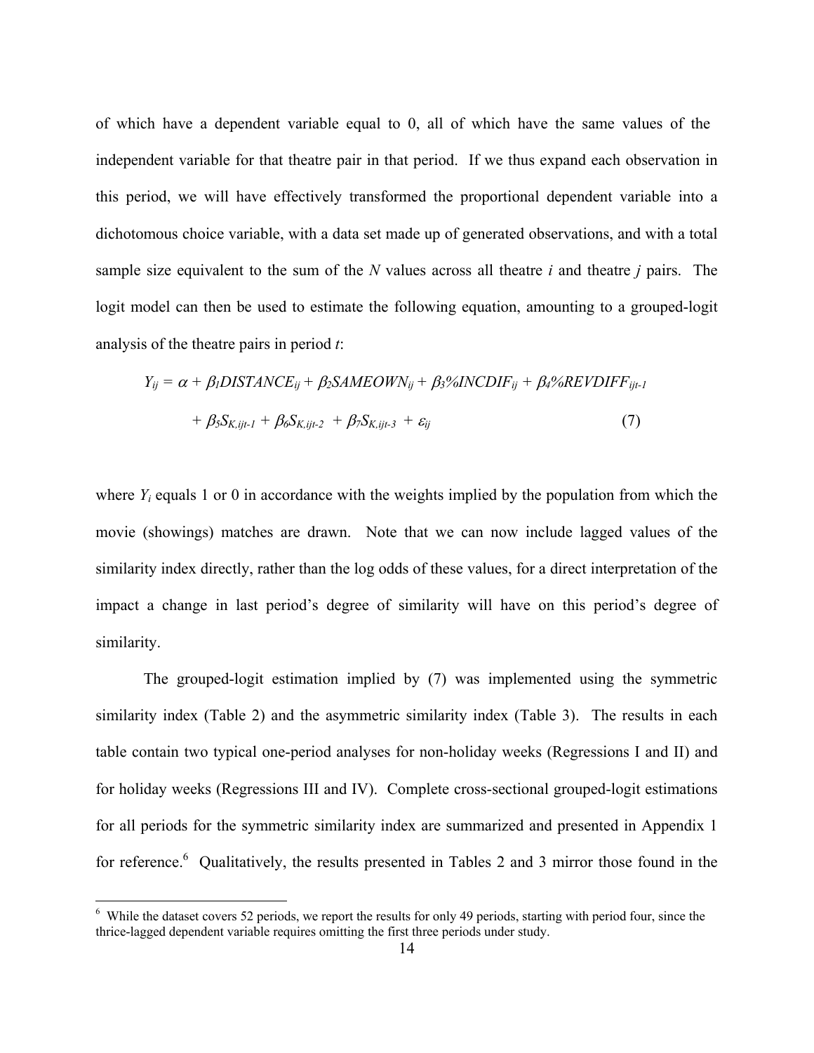of which have a dependent variable equal to 0, all of which have the same values of the independent variable for that theatre pair in that period. If we thus expand each observation in this period, we will have effectively transformed the proportional dependent variable into a dichotomous choice variable, with a data set made up of generated observations, and with a total sample size equivalent to the sum of the $N$ values across all theatre $i$ and theatre $j$ pairs. The logit model can then be used to estimate the following equation, amounting to a grouped-logit analysis of the theatre pairs in period $t$:

$$Y_{ij} = \alpha + \beta_1 DISTANCE_{ij} + \beta_2 SAMEOWN_{ij} + \beta_3 \%INCDIF_{ij} + \beta_4 \%REVDIFF_{ijt-1}$$

$$+ \beta_5 S_{K,ijt-1} + \beta_6 S_{K,ijt-2} + \beta_7 S_{K,ijt-3} + \varepsilon_{ij} \qquad (7)$$

where $Y_i$ equals 1 or 0 in accordance with the weights implied by the population from which the movie (showings) matches are drawn. Note that we can now include lagged values of the similarity index directly, rather than the log odds of these values, for a direct interpretation of the impact a change in last period's degree of similarity will have on this period's degree of similarity.

The grouped-logit estimation implied by (7) was implemented using the symmetric similarity index (Table 2) and the asymmetric similarity index (Table 3). The results in each table contain two typical one-period analyses for non-holiday weeks (Regressions I and II) and for holiday weeks (Regressions III and IV). Complete cross-sectional grouped-logit estimations for all periods for the symmetric similarity index are summarized and presented in Appendix 1 for reference.[6] Qualitatively, the results presented in Tables 2 and 3 mirror those found in the

[6] While the dataset covers 52 periods, we report the results for only 49 periods, starting with period four, since the thrice-lagged dependent variable requires omitting the first three periods under study.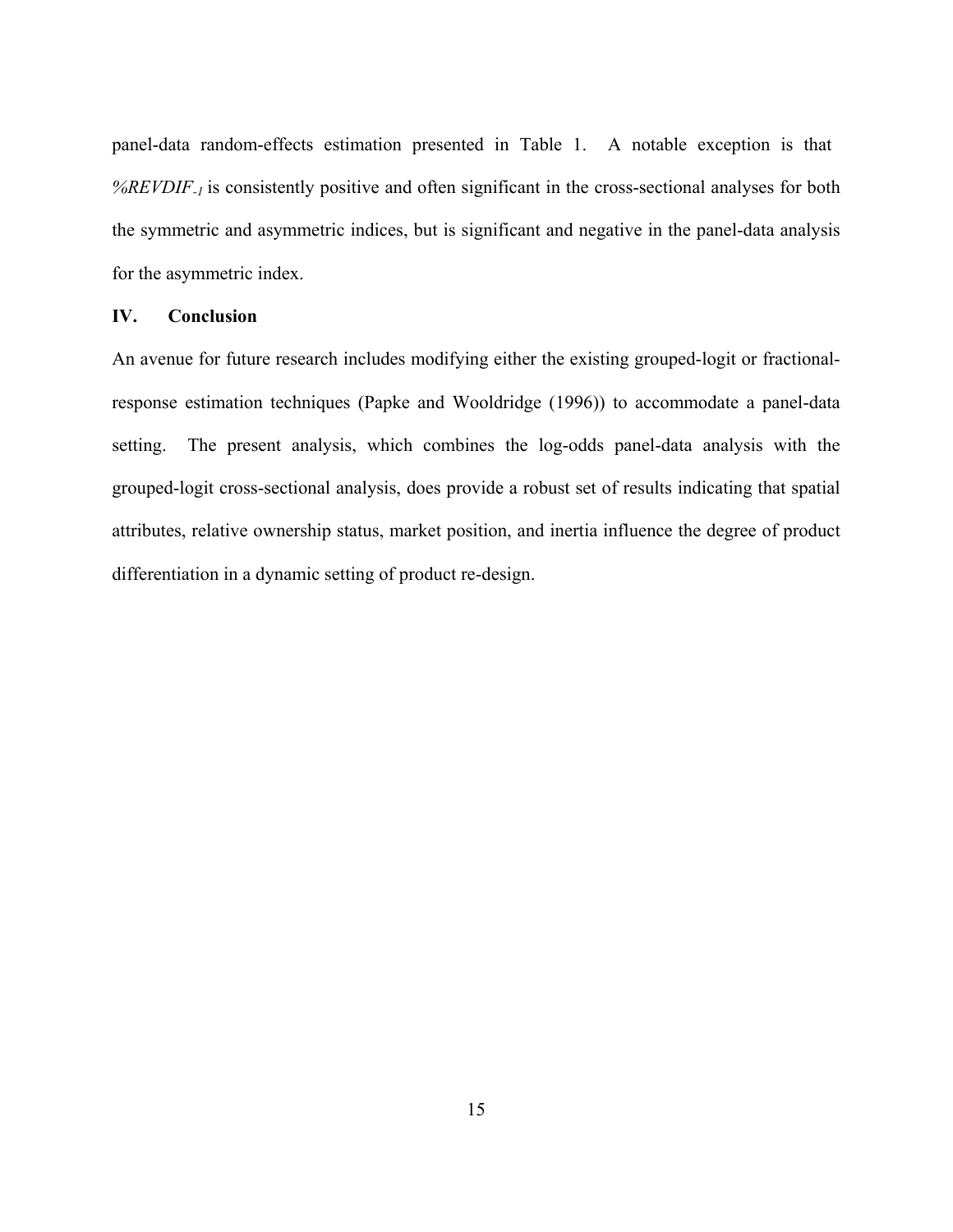panel-data random-effects estimation presented in Table 1. A notable exception is that $\%REVDIF_{-1}$ is consistently positive and often significant in the cross-sectional analyses for both the symmetric and asymmetric indices, but is significant and negative in the panel-data analysis for the asymmetric index.

## IV. Conclusion

An avenue for future research includes modifying either the existing grouped-logit or fractional-response estimation techniques (Papke and Wooldridge (1996)) to accommodate a panel-data setting. The present analysis, which combines the log-odds panel-data analysis with the grouped-logit cross-sectional analysis, does provide a robust set of results indicating that spatial attributes, relative ownership status, market position, and inertia influence the degree of product differentiation in a dynamic setting of product re-design.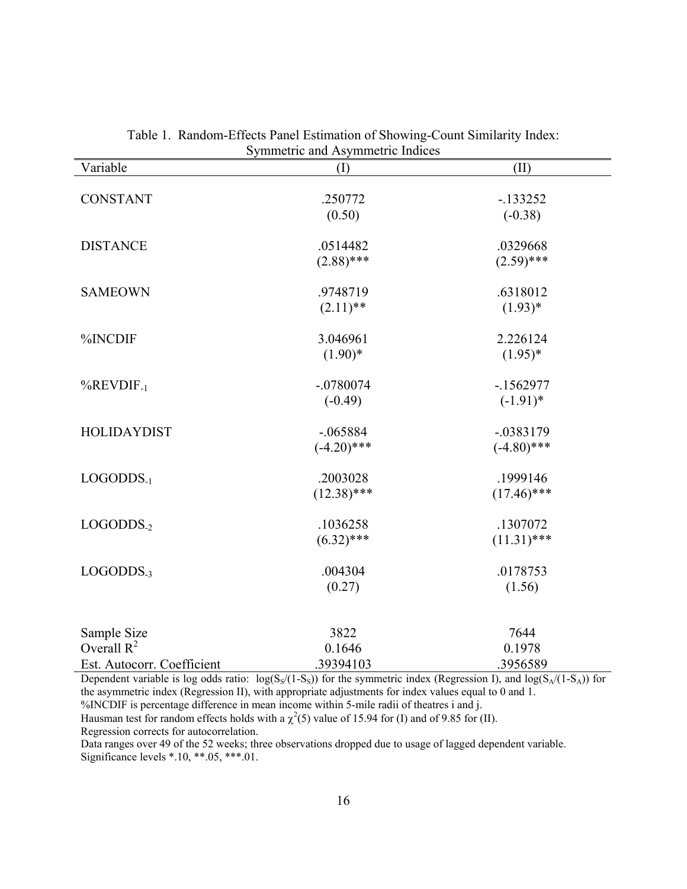Table 1. Random-Effects Panel Estimation of Showing-Count Similarity Index: Symmetric and Asymmetric Indices

| Variable | (I) | (II) |
|---|---|---|
| CONSTANT | .250772 | -.133252 |
| | (0.50) | (-0.38) |
| DISTANCE | .0514482 | .0329668 |
| | (2.88)*** | (2.59)*** |
| SAMEOWN | .9748719 | .6318012 |
| | (2.11)** | (1.93)* |
| %INCDIF | 3.046961 | 2.226124 |
| | (1.90)* | (1.95)* |
| $\%REVDIF_{-1}$ | -.0780074 | -.1562977 |
| | (-0.49) | (-1.91)* |
| HOLIDAYDIST | -.065884 | -.0383179 |
| | (-4.20)*** | (-4.80)*** |
| $LOGODDS_{-1}$ | .2003028 | .1999146 |
| | (12.38)*** | (17.46)*** |
| $LOGODDS_{-2}$ | .1036258 | .1307072 |
| | (6.32)*** | (11.31)*** |
| $LOGODDS_{-3}$ | .004304 | .0178753 |
| | (0.27) | (1.56) |
| Sample Size | 3822 | 7644 |
| Overall $R^2$ | 0.1646 | 0.1978 |
| Est. Autocorr. Coefficient | .39394103 | .3956589 |

Dependent variable is log odds ratio: $\log(S_S/(1-S_S))$ for the symmetric index (Regression I), and $\log(S_A/(1-S_A))$ for the asymmetric index (Regression II), with appropriate adjustments for index values equal to 0 and 1.
%INCDIF is percentage difference in mean income within 5-mile radii of theatres i and j.
Hausman test for random effects holds with a $\chi^2(5)$ value of 15.94 for (I) and of 9.85 for (II).
Regression corrects for autocorrelation.
Data ranges over 49 of the 52 weeks; three observations dropped due to usage of lagged dependent variable.
Significance levels *.10, **.05, ***.01.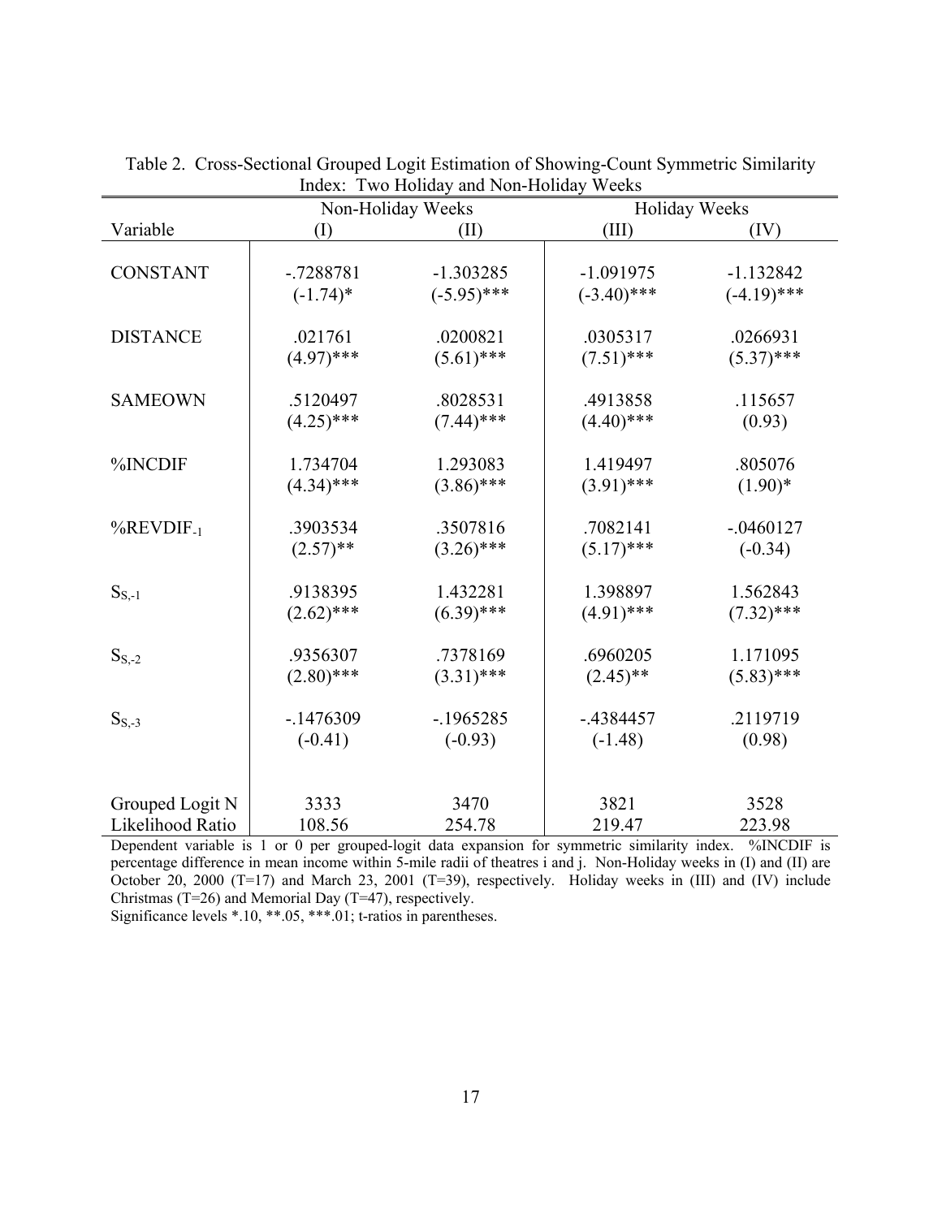Table 2. Cross-Sectional Grouped Logit Estimation of Showing-Count Symmetric Similarity Index: Two Holiday and Non-Holiday Weeks

| | Non-Holiday Weeks | | Holiday Weeks | |
|---|---|---|---|---|
| Variable | (I) | (II) | (III) | (IV) |
| CONSTANT | -.7288781 | -1.303285 | -1.091975 | -1.132842 |
| | (-1.74)* | (-5.95)*** | (-3.40)*** | (-4.19)*** |
| DISTANCE | .021761 | .0200821 | .0305317 | .0266931 |
| | (4.97)*** | (5.61)*** | (7.51)*** | (5.37)*** |
| SAMEOWN | .5120497 | .8028531 | .4913858 | .115657 |
| | (4.25)*** | (7.44)*** | (4.40)*** | (0.93) |
| %INCDIF | 1.734704 | 1.293083 | 1.419497 | .805076 |
| | (4.34)*** | (3.86)*** | (3.91)*** | (1.90)* |
| $\%REVDIF_{-1}$ | .3903534 | .3507816 | .7082141 | -.0460127 |
| | (2.57)** | (3.26)*** | (5.17)*** | (-0.34) |
| $S_{S,-1}$ | .9138395 | 1.432281 | 1.398897 | 1.562843 |
| | (2.62)*** | (6.39)*** | (4.91)*** | (7.32)*** |
| $S_{S,-2}$ | .9356307 | .7378169 | .6960205 | 1.171095 |
| | (2.80)*** | (3.31)*** | (2.45)** | (5.83)*** |
| $S_{S,-3}$ | -.1476309 | -.1965285 | -.4384457 | .2119719 |
| | (-0.41) | (-0.93) | (-1.48) | (0.98) |
| Grouped Logit N | 3333 | 3470 | 3821 | 3528 |
| Likelihood Ratio | 108.56 | 254.78 | 219.47 | 223.98 |

Dependent variable is 1 or 0 per grouped-logit data expansion for symmetric similarity index. %INCDIF is percentage difference in mean income within 5-mile radii of theatres i and j. Non-Holiday weeks in (I) and (II) are October 20, 2000 (T=17) and March 23, 2001 (T=39), respectively. Holiday weeks in (III) and (IV) include Christmas (T=26) and Memorial Day (T=47), respectively.

Significance levels *.10, **.05, ***.01; t-ratios in parentheses.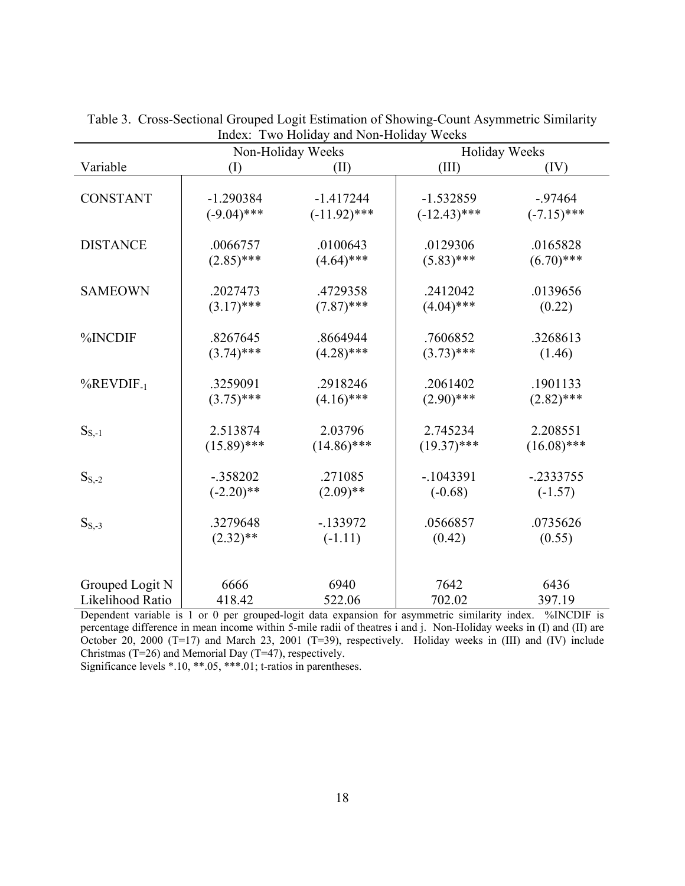Table 3. Cross-Sectional Grouped Logit Estimation of Showing-Count Asymmetric Similarity Index: Two Holiday and Non-Holiday Weeks

| | Non-Holiday Weeks | | Holiday Weeks | |
|---|---|---|---|---|
| Variable | (I) | (II) | (III) | (IV) |
| CONSTANT | -1.290384 | -1.417244 | -1.532859 | -.97464 |
| | (-9.04)*** | (-11.92)*** | (-12.43)*** | (-7.15)*** |
| DISTANCE | .0066757 | .0100643 | .0129306 | .0165828 |
| | (2.85)*** | (4.64)*** | (5.83)*** | (6.70)*** |
| SAMEOWN | .2027473 | .4729358 | .2412042 | .0139656 |
| | (3.17)*** | (7.87)*** | (4.04)*** | (0.22) |
| %INCDIF | .8267645 | .8664944 | .7606852 | .3268613 |
| | (3.74)*** | (4.28)*** | (3.73)*** | (1.46) |
| $\%REVDIF_{-1}$ | .3259091 | .2918246 | .2061402 | .1901133 |
| | (3.75)*** | (4.16)*** | (2.90)*** | (2.82)*** |
| $S_{S,-1}$ | 2.513874 | 2.03796 | 2.745234 | 2.208551 |
| | (15.89)*** | (14.86)*** | (19.37)*** | (16.08)*** |
| $S_{S,-2}$ | -.358202 | .271085 | -.1043391 | -.2333755 |
| | (-2.20)** | (2.09)** | (-0.68) | (-1.57) |
| $S_{S,-3}$ | .3279648 | -.133972 | .0566857 | .0735626 |
| | (2.32)** | (-1.11) | (0.42) | (0.55) |
| Grouped Logit N | 6666 | 6940 | 7642 | 6436 |
| Likelihood Ratio | 418.42 | 522.06 | 702.02 | 397.19 |

Dependent variable is 1 or 0 per grouped-logit data expansion for asymmetric similarity index. %INCDIF is percentage difference in mean income within 5-mile radii of theatres i and j. Non-Holiday weeks in (I) and (II) are October 20, 2000 (T=17) and March 23, 2001 (T=39), respectively. Holiday weeks in (III) and (IV) include Christmas (T=26) and Memorial Day (T=47), respectively.

Significance levels *.10, **.05, ***.01; t-ratios in parentheses.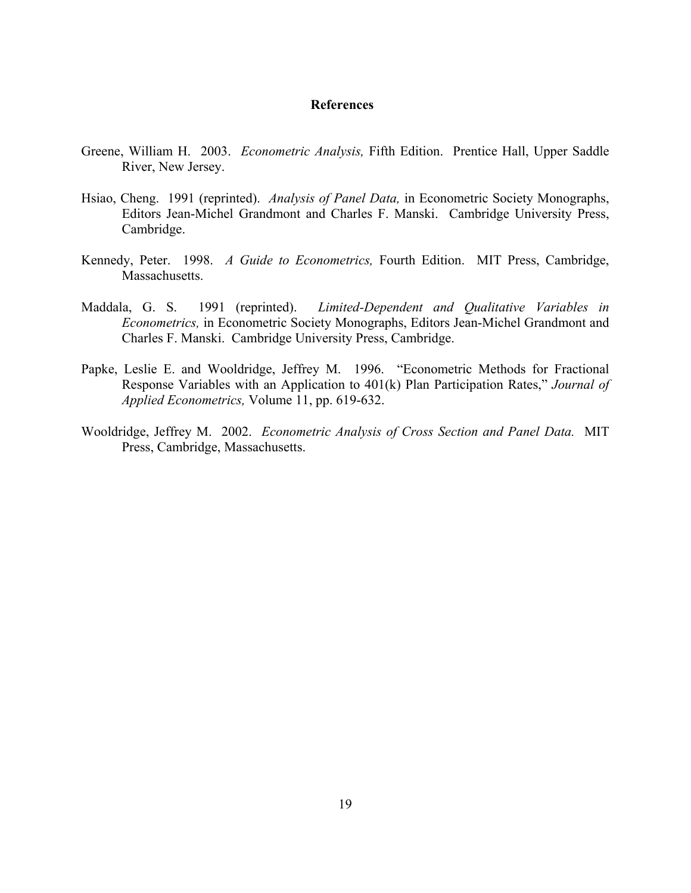## References

Greene, William H. 2003. *Econometric Analysis,* Fifth Edition. Prentice Hall, Upper Saddle River, New Jersey.

Hsiao, Cheng. 1991 (reprinted). *Analysis of Panel Data,* in Econometric Society Monographs, Editors Jean-Michel Grandmont and Charles F. Manski. Cambridge University Press, Cambridge.

Kennedy, Peter. 1998. *A Guide to Econometrics,* Fourth Edition. MIT Press, Cambridge, Massachusetts.

Maddala, G. S. 1991 (reprinted). *Limited-Dependent and Qualitative Variables in Econometrics,* in Econometric Society Monographs, Editors Jean-Michel Grandmont and Charles F. Manski. Cambridge University Press, Cambridge.

Papke, Leslie E. and Wooldridge, Jeffrey M. 1996. "Econometric Methods for Fractional Response Variables with an Application to 401(k) Plan Participation Rates," *Journal of Applied Econometrics,* Volume 11, pp. 619-632.

Wooldridge, Jeffrey M. 2002. *Econometric Analysis of Cross Section and Panel Data.* MIT Press, Cambridge, Massachusetts.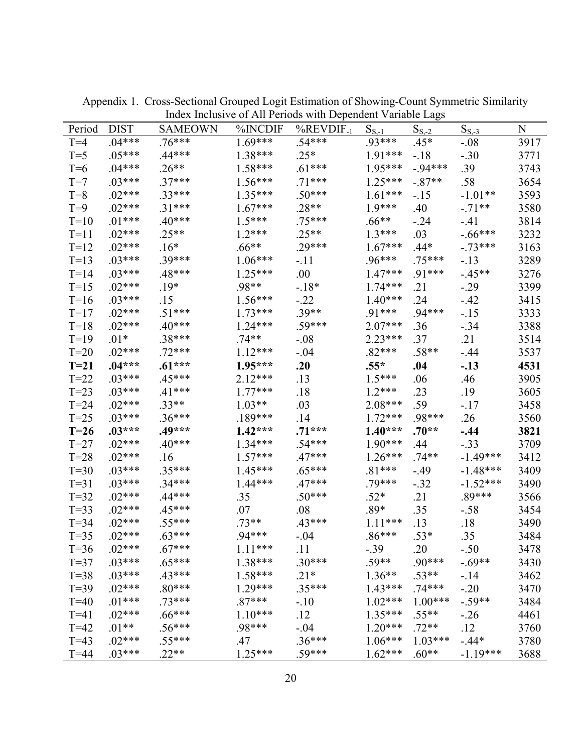Appendix 1. Cross-Sectional Grouped Logit Estimation of Showing-Count Symmetric Similarity Index Inclusive of All Periods with Dependent Variable Lags

| Period | DIST | SAMEOWN | %INCDIF | $\%REVDIF_{-1}$ | $S_{S,-1}$ | $S_{S,-2}$ | $S_{S,-3}$ | N |
|---|---|---|---|---|---|---|---|---|
| T=4 | .04*** | .76*** | 1.69*** | .54*** | .93*** | .45* | -.08 | 3917 |
| T=5 | .05*** | .44*** | 1.38*** | .25* | 1.91*** | -.18 | -.30 | 3771 |
| T=6 | .04*** | .26** | 1.58*** | .61*** | 1.95*** | -.94*** | .39 | 3743 |
| T=7 | .03*** | .37*** | 1.56*** | .71*** | 1.25*** | -.87** | .58 | 3654 |
| T=8 | .02*** | .33*** | 1.35*** | .50*** | 1.61*** | -.15 | -1.01** | 3593 |
| T=9 | .02*** | .31*** | 1.67*** | .28** | 1.9*** | .40 | -.71** | 3580 |
| T=10 | .01*** | .40*** | 1.5*** | .75*** | .66** | -.24 | -.41 | 3814 |
| T=11 | .02*** | .25** | 1.2*** | .25** | 1.3*** | .03 | -.66*** | 3232 |
| T=12 | .02*** | .16* | .66** | .29*** | 1.67*** | .44* | -.73*** | 3163 |
| T=13 | .03*** | .39*** | 1.06*** | -.11 | .96*** | .75*** | -.13 | 3289 |
| T=14 | .03*** | .48*** | 1.25*** | .00 | 1.47*** | .91*** | -.45** | 3276 |
| T=15 | .02*** | .19* | .98** | -.18* | 1.74*** | .21 | -.29 | 3399 |
| T=16 | .03*** | .15 | 1.56*** | -.22 | 1.40*** | .24 | -.42 | 3415 |
| T=17 | .02*** | .51*** | 1.73*** | .39** | .91*** | .94*** | -.15 | 3333 |
| T=18 | .02*** | .40*** | 1.24*** | .59*** | 2.07*** | .36 | -.34 | 3388 |
| T=19 | .01* | .38*** | .74** | -.08 | 2.23*** | .37 | .21 | 3514 |
| T=20 | .02*** | .72*** | 1.12*** | -.04 | .82*** | .58** | -.44 | 3537 |
| **T=21** | **.04*****| **.61*****| **1.95*****| **.20** | **.55*** | **.04** | **-.13** | **4531** |
| T=22 | .03*** | .45*** | 2.12*** | .13 | 1.5*** | .06 | .46 | 3905 |
| T=23 | .03*** | .41*** | 1.77*** | .18 | 1.2*** | .23 | .19 | 3605 |
| T=24 | .02*** | .33** | 1.03** | .03 | 2.08*** | .59 | -.17 | 3458 |
| T=25 | .03*** | .36*** | .189*** | .14 | 1.72*** | .98*** | .26 | 3560 |
| **T=26** | **.03*****| **.49*****| **1.42*****| **.71*****| **1.40*****| **.70**** | **-.44** | **3821** |
| T=27 | .02*** | .40*** | 1.34*** | .54*** | 1.90*** | .44 | -.33 | 3709 |
| T=28 | .02*** | .16 | 1.57*** | .47*** | 1.26*** | .74** | -1.49*** | 3412 |
| T=30 | .03*** | .35*** | 1.45*** | .65*** | .81*** | -.49 | -1.48*** | 3409 |
| T=31 | .03*** | .34*** | 1.44*** | .47*** | .79*** | -.32 | -1.52*** | 3490 |
| T=32 | .02*** | .44*** | .35 | .50*** | .52* | .21 | .89*** | 3566 |
| T=33 | .02*** | .45*** | .07 | .08 | .89* | .35 | -.58 | 3454 |
| T=34 | .02*** | .55*** | .73** | .43*** | 1.11*** | .13 | .18 | 3490 |
| T=35 | .02*** | .63*** | .94*** | -.04 | .86*** | .53* | .35 | 3484 |
| T=36 | .02*** | .67*** | 1.11*** | .11 | -.39 | .20 | -.50 | 3478 |
| T=37 | .03*** | .65*** | 1.38*** | .30*** | .59** | .90*** | -.69** | 3430 |
| T=38 | .03*** | .43*** | 1.58*** | .21* | 1.36** | .53** | -.14 | 3462 |
| T=39 | .02*** | .80*** | 1.29*** | .35*** | 1.43*** | .74*** | -.20 | 3470 |
| T=40 | .01*** | .73*** | .87*** | -.10 | 1.02*** | 1.00*** | -.59** | 3484 |
| T=41 | .02*** | .66*** | 1.10*** | .12 | 1.35*** | .55** | -.26 | 4461 |
| T=42 | .01** | .56*** | .98*** | -.04 | 1.20*** | .72** | .12 | 3760 |
| T=43 | .02*** | .55*** | .47 | .36*** | 1.06*** | 1.03*** | -.44* | 3780 |
| T=44 | .03*** | .22** | 1.25*** | .59*** | 1.62*** | .60** | -1.19*** | 3688 |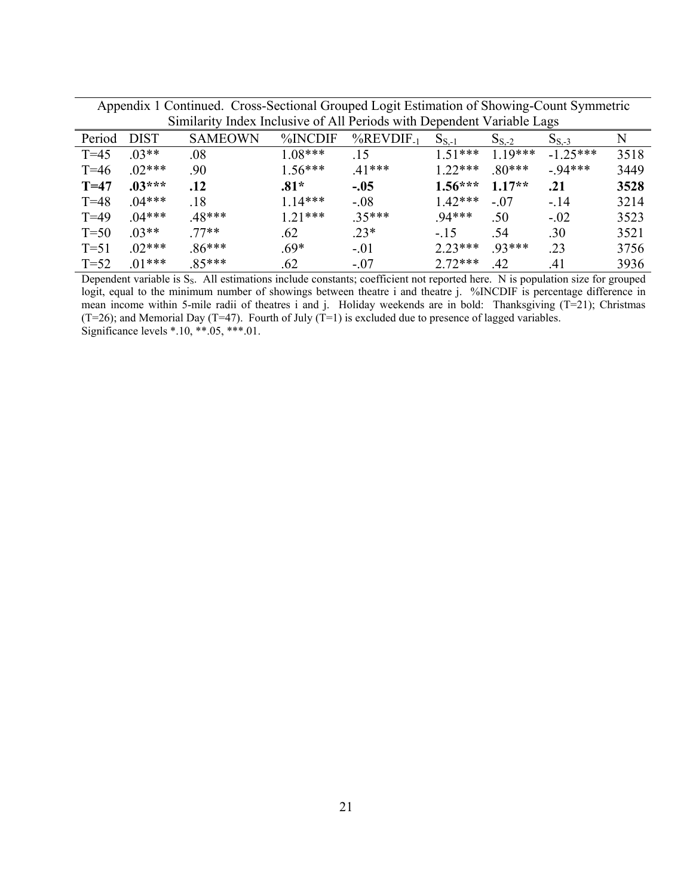Appendix 1 Continued. Cross-Sectional Grouped Logit Estimation of Showing-Count Symmetric Similarity Index Inclusive of All Periods with Dependent Variable Lags

| Period | DIST | SAMEOWN | %INCDIF | %REVDIF$_{-1}$ | $S_{S,-1}$ | $S_{S,-2}$ | $S_{S,-3}$ | N |
|---|---|---|---|---|---|---|---|---|
| T=45 | .03** | .08 | 1.08*** | .15 | 1.51*** | 1.19*** | -1.25*** | 3518 |
| T=46 | .02*** | .90 | 1.56*** | .41*** | 1.22*** | .80*** | -.94*** | 3449 |
| **T=47** | **.03*** ** | **.12** | **.81*** | **-.05** | **1.56*** ** | **1.17** ** | **.21** | **3528** |
| T=48 | .04*** | .18 | 1.14*** | -.08 | 1.42*** | -.07 | -.14 | 3214 |
| T=49 | .04*** | .48*** | 1.21*** | .35*** | .94*** | .50 | -.02 | 3523 |
| T=50 | .03** | .77** | .62 | .23* | -.15 | .54 | .30 | 3521 |
| T=51 | .02*** | .86*** | .69* | -.01 | 2.23*** | .93*** | .23 | 3756 |
| T=52 | .01*** | .85*** | .62 | -.07 | 2.72*** | .42 | .41 | 3936 |

Dependent variable is $S_S$. All estimations include constants; coefficient not reported here. N is population size for grouped logit, equal to the minimum number of showings between theatre i and theatre j. %INCDIF is percentage difference in mean income within 5-mile radii of theatres i and j. Holiday weekends are in bold: Thanksgiving (T=21); Christmas (T=26); and Memorial Day (T=47). Fourth of July (T=1) is excluded due to presence of lagged variables.
Significance levels *.10, **.05, ***.01.